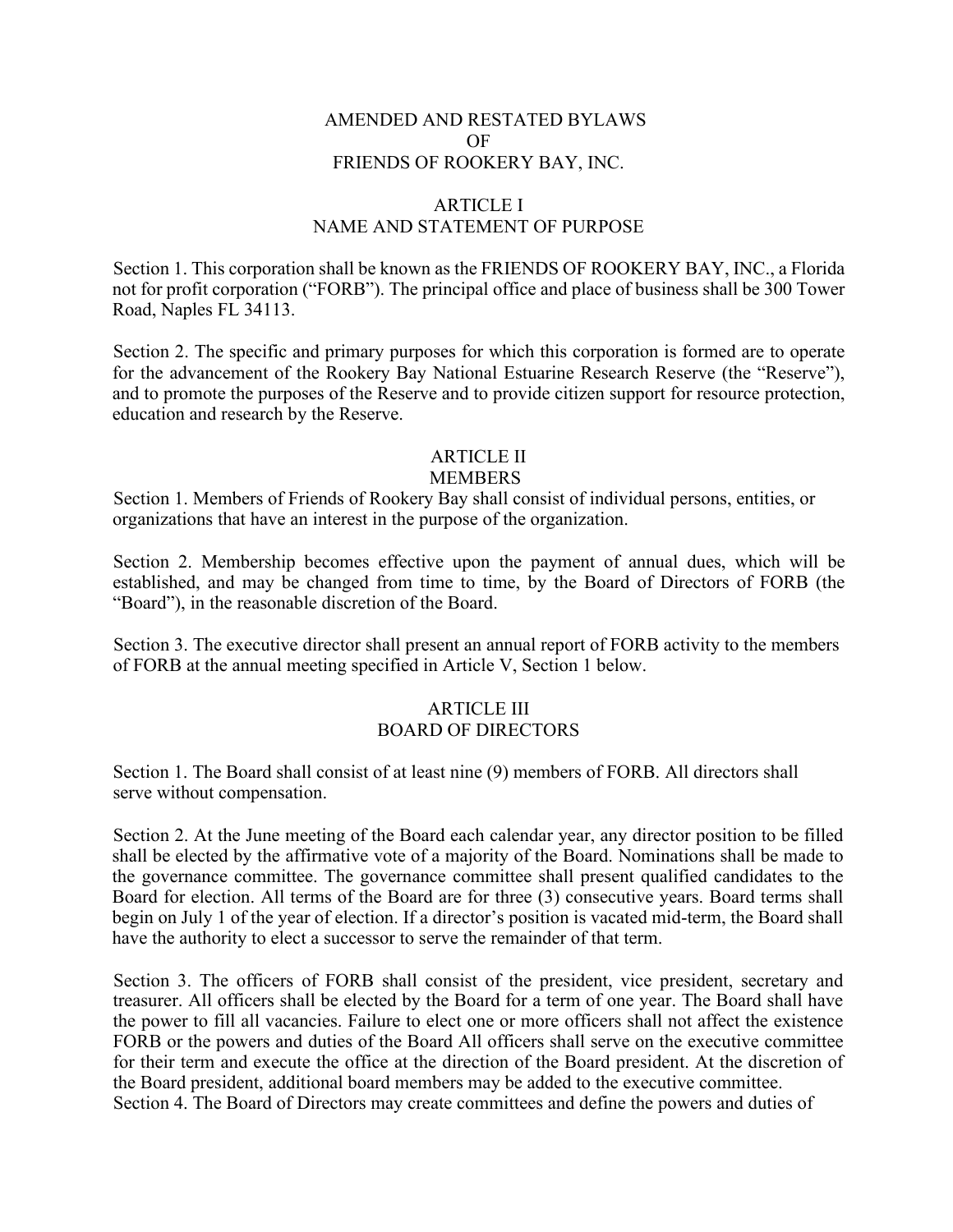# AMENDED AND RESTATED BYLAWS OF FRIENDS OF ROOKERY BAY, INC.

## ARTICLE I
## NAME AND STATEMENT OF PURPOSE

Section 1. This corporation shall be known as the FRIENDS OF ROOKERY BAY, INC., a Florida not for profit corporation ("FORB"). The principal office and place of business shall be 300 Tower Road, Naples FL 34113.

Section 2. The specific and primary purposes for which this corporation is formed are to operate for the advancement of the Rookery Bay National Estuarine Research Reserve (the "Reserve"), and to promote the purposes of the Reserve and to provide citizen support for resource protection, education and research by the Reserve.

## ARTICLE II
## MEMBERS

Section 1. Members of Friends of Rookery Bay shall consist of individual persons, entities, or organizations that have an interest in the purpose of the organization.

Section 2. Membership becomes effective upon the payment of annual dues, which will be established, and may be changed from time to time, by the Board of Directors of FORB (the "Board"), in the reasonable discretion of the Board.

Section 3. The executive director shall present an annual report of FORB activity to the members of FORB at the annual meeting specified in Article V, Section 1 below.

## ARTICLE III
## BOARD OF DIRECTORS

Section 1. The Board shall consist of at least nine (9) members of FORB. All directors shall serve without compensation.

Section 2. At the June meeting of the Board each calendar year, any director position to be filled shall be elected by the affirmative vote of a majority of the Board. Nominations shall be made to the governance committee. The governance committee shall present qualified candidates to the Board for election. All terms of the Board are for three (3) consecutive years. Board terms shall begin on July 1 of the year of election. If a director's position is vacated mid-term, the Board shall have the authority to elect a successor to serve the remainder of that term.

Section 3. The officers of FORB shall consist of the president, vice president, secretary and treasurer. All officers shall be elected by the Board for a term of one year. The Board shall have the power to fill all vacancies. Failure to elect one or more officers shall not affect the existence FORB or the powers and duties of the Board All officers shall serve on the executive committee for their term and execute the office at the direction of the Board president. At the discretion of the Board president, additional board members may be added to the executive committee.

Section 4. The Board of Directors may create committees and define the powers and duties of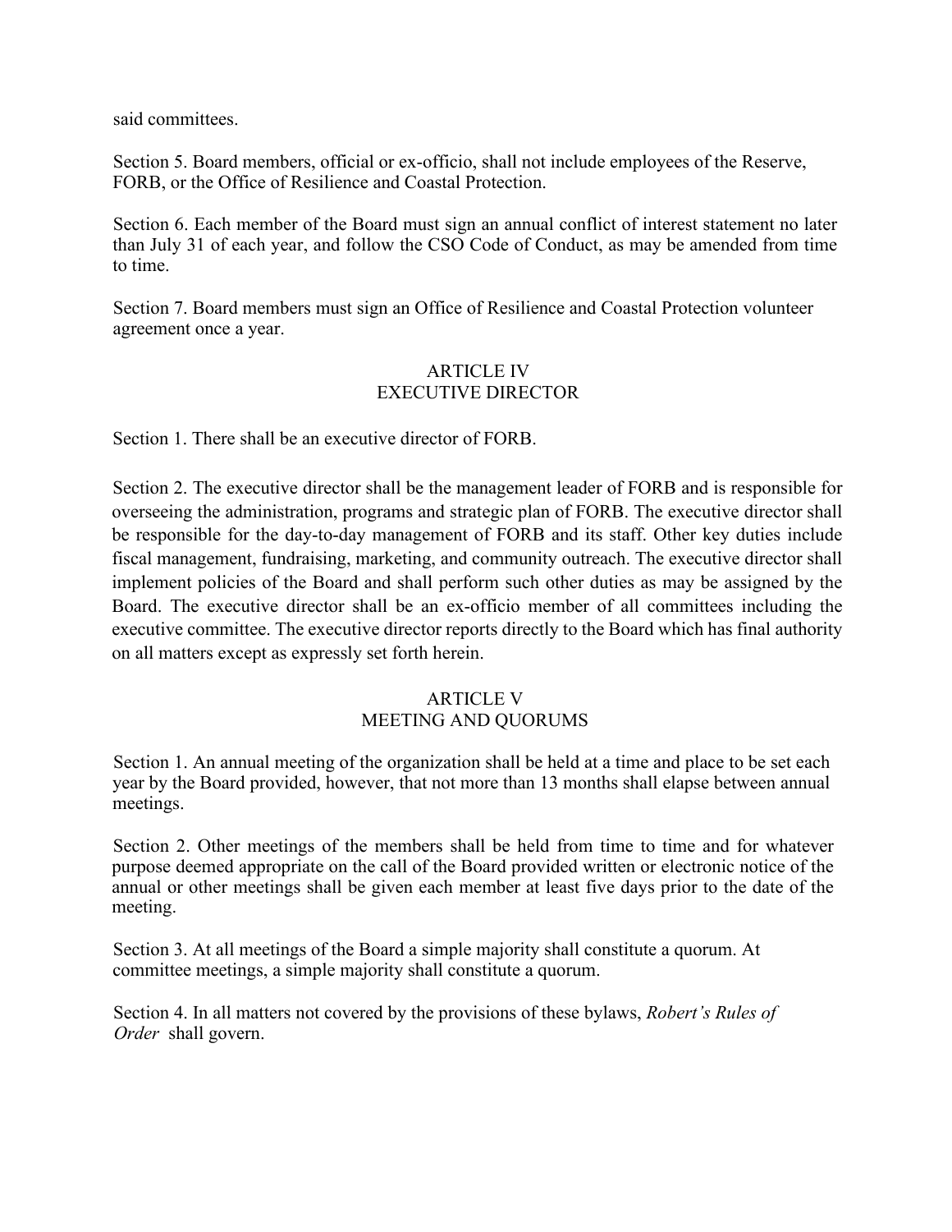said committees.

Section 5. Board members, official or ex-officio, shall not include employees of the Reserve, FORB, or the Office of Resilience and Coastal Protection.

Section 6. Each member of the Board must sign an annual conflict of interest statement no later than July 31 of each year, and follow the CSO Code of Conduct, as may be amended from time to time.

Section 7. Board members must sign an Office of Resilience and Coastal Protection volunteer agreement once a year.

## ARTICLE IV
## EXECUTIVE DIRECTOR

Section 1. There shall be an executive director of FORB.

Section 2. The executive director shall be the management leader of FORB and is responsible for overseeing the administration, programs and strategic plan of FORB. The executive director shall be responsible for the day-to-day management of FORB and its staff. Other key duties include fiscal management, fundraising, marketing, and community outreach. The executive director shall implement policies of the Board and shall perform such other duties as may be assigned by the Board. The executive director shall be an ex-officio member of all committees including the executive committee. The executive director reports directly to the Board which has final authority on all matters except as expressly set forth herein.

## ARTICLE V
## MEETING AND QUORUMS

Section 1. An annual meeting of the organization shall be held at a time and place to be set each year by the Board provided, however, that not more than 13 months shall elapse between annual meetings.

Section 2. Other meetings of the members shall be held from time to time and for whatever purpose deemed appropriate on the call of the Board provided written or electronic notice of the annual or other meetings shall be given each member at least five days prior to the date of the meeting.

Section 3. At all meetings of the Board a simple majority shall constitute a quorum. At committee meetings, a simple majority shall constitute a quorum.

Section 4. In all matters not covered by the provisions of these bylaws, *Robert's Rules of Order* shall govern.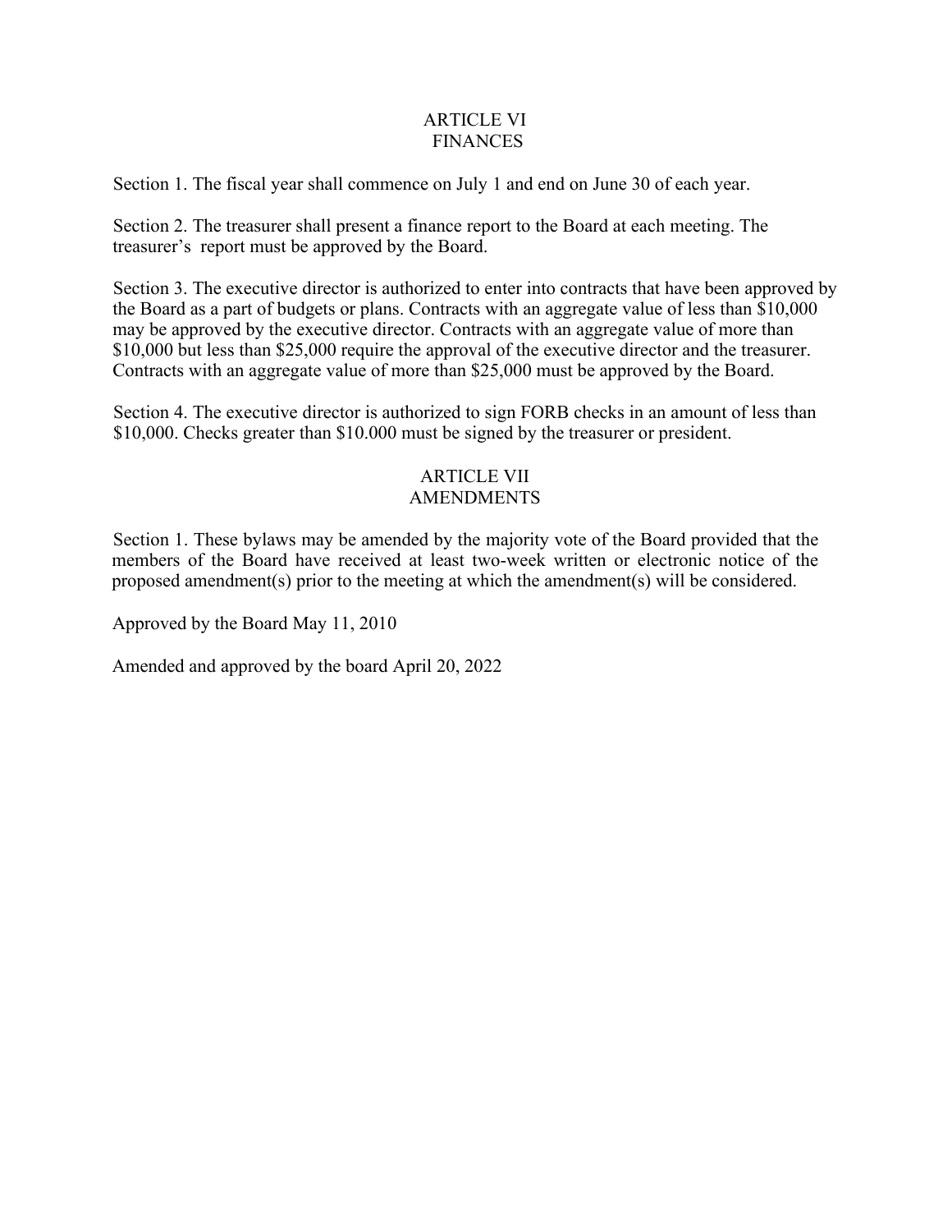## ARTICLE VI
## FINANCES

Section 1. The fiscal year shall commence on July 1 and end on June 30 of each year.

Section 2. The treasurer shall present a finance report to the Board at each meeting. The treasurer's report must be approved by the Board.

Section 3. The executive director is authorized to enter into contracts that have been approved by the Board as a part of budgets or plans. Contracts with an aggregate value of less than $10,000 may be approved by the executive director. Contracts with an aggregate value of more than $10,000 but less than $25,000 require the approval of the executive director and the treasurer. Contracts with an aggregate value of more than $25,000 must be approved by the Board.

Section 4. The executive director is authorized to sign FORB checks in an amount of less than $10,000. Checks greater than $10.000 must be signed by the treasurer or president.

## ARTICLE VII
## AMENDMENTS

Section 1. These bylaws may be amended by the majority vote of the Board provided that the members of the Board have received at least two-week written or electronic notice of the proposed amendment(s) prior to the meeting at which the amendment(s) will be considered.

Approved by the Board May 11, 2010

Amended and approved by the board April 20, 2022